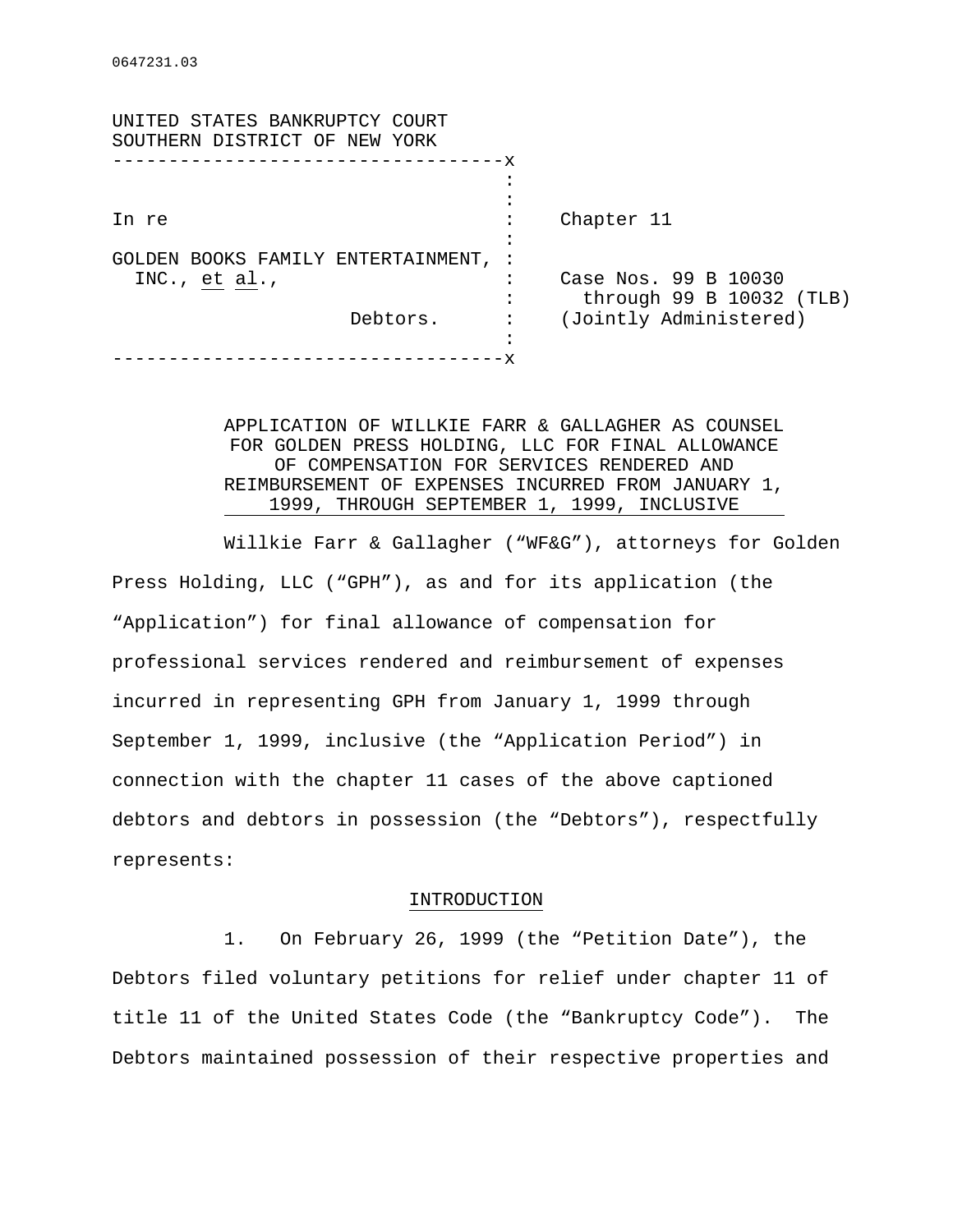0647231.03

UNITED STATES BANKRUPTCY COURT
SOUTHERN DISTRICT OF NEW YORK

| | |
|---|---|
| In re | Chapter 11 |
| GOLDEN BOOKS FAMILY ENTERTAINMENT, INC., *et al.*, | Case Nos. 99 B 10030 through 99 B 10032 (TLB) |
| Debtors. | (Jointly Administered) |

**APPLICATION OF WILLKIE FARR & GALLAGHER AS COUNSEL FOR GOLDEN PRESS HOLDING, LLC FOR FINAL ALLOWANCE OF COMPENSATION FOR SERVICES RENDERED AND REIMBURSEMENT OF EXPENSES INCURRED FROM JANUARY 1, 1999, THROUGH SEPTEMBER 1, 1999, INCLUSIVE**

Willkie Farr & Gallagher ("WF&G"), attorneys for Golden Press Holding, LLC ("GPH"), as and for its application (the "Application") for final allowance of compensation for professional services rendered and reimbursement of expenses incurred in representing GPH from January 1, 1999 through September 1, 1999, inclusive (the "Application Period") in connection with the chapter 11 cases of the above captioned debtors and debtors in possession (the "Debtors"), respectfully represents:

## INTRODUCTION

1. On February 26, 1999 (the "Petition Date"), the Debtors filed voluntary petitions for relief under chapter 11 of title 11 of the United States Code (the "Bankruptcy Code"). The Debtors maintained possession of their respective properties and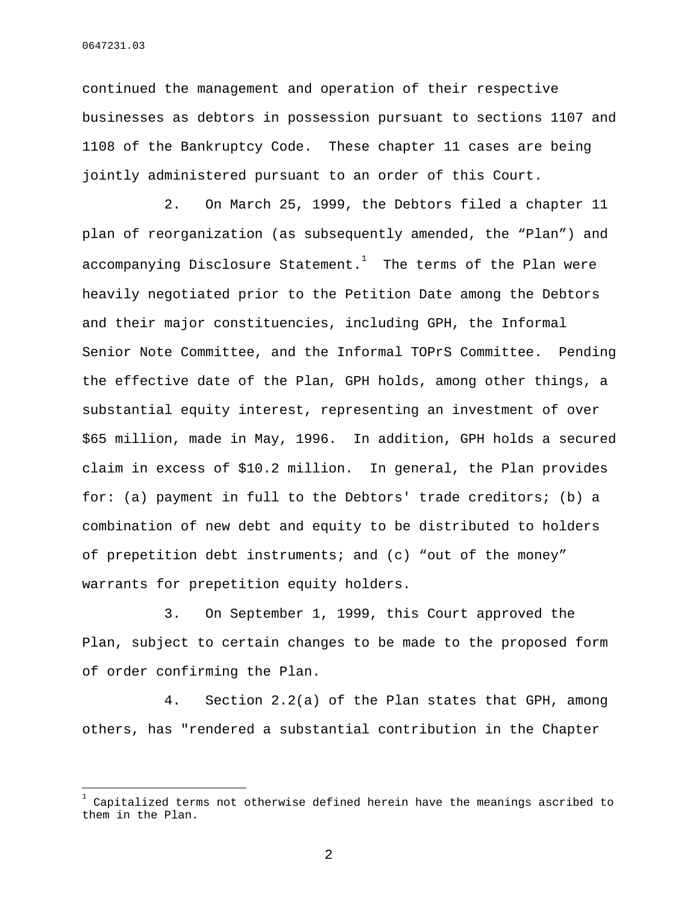continued the management and operation of their respective businesses as debtors in possession pursuant to sections 1107 and 1108 of the Bankruptcy Code. These chapter 11 cases are being jointly administered pursuant to an order of this Court.

2. On March 25, 1999, the Debtors filed a chapter 11 plan of reorganization (as subsequently amended, the "Plan") and accompanying Disclosure Statement.[1] The terms of the Plan were heavily negotiated prior to the Petition Date among the Debtors and their major constituencies, including GPH, the Informal Senior Note Committee, and the Informal TOPrS Committee. Pending the effective date of the Plan, GPH holds, among other things, a substantial equity interest, representing an investment of over $65 million, made in May, 1996. In addition, GPH holds a secured claim in excess of $10.2 million. In general, the Plan provides for: (a) payment in full to the Debtors' trade creditors; (b) a combination of new debt and equity to be distributed to holders of prepetition debt instruments; and (c) "out of the money" warrants for prepetition equity holders.

3. On September 1, 1999, this Court approved the Plan, subject to certain changes to be made to the proposed form of order confirming the Plan.

4. Section 2.2(a) of the Plan states that GPH, among others, has "rendered a substantial contribution in the Chapter

[1] Capitalized terms not otherwise defined herein have the meanings ascribed to them in the Plan.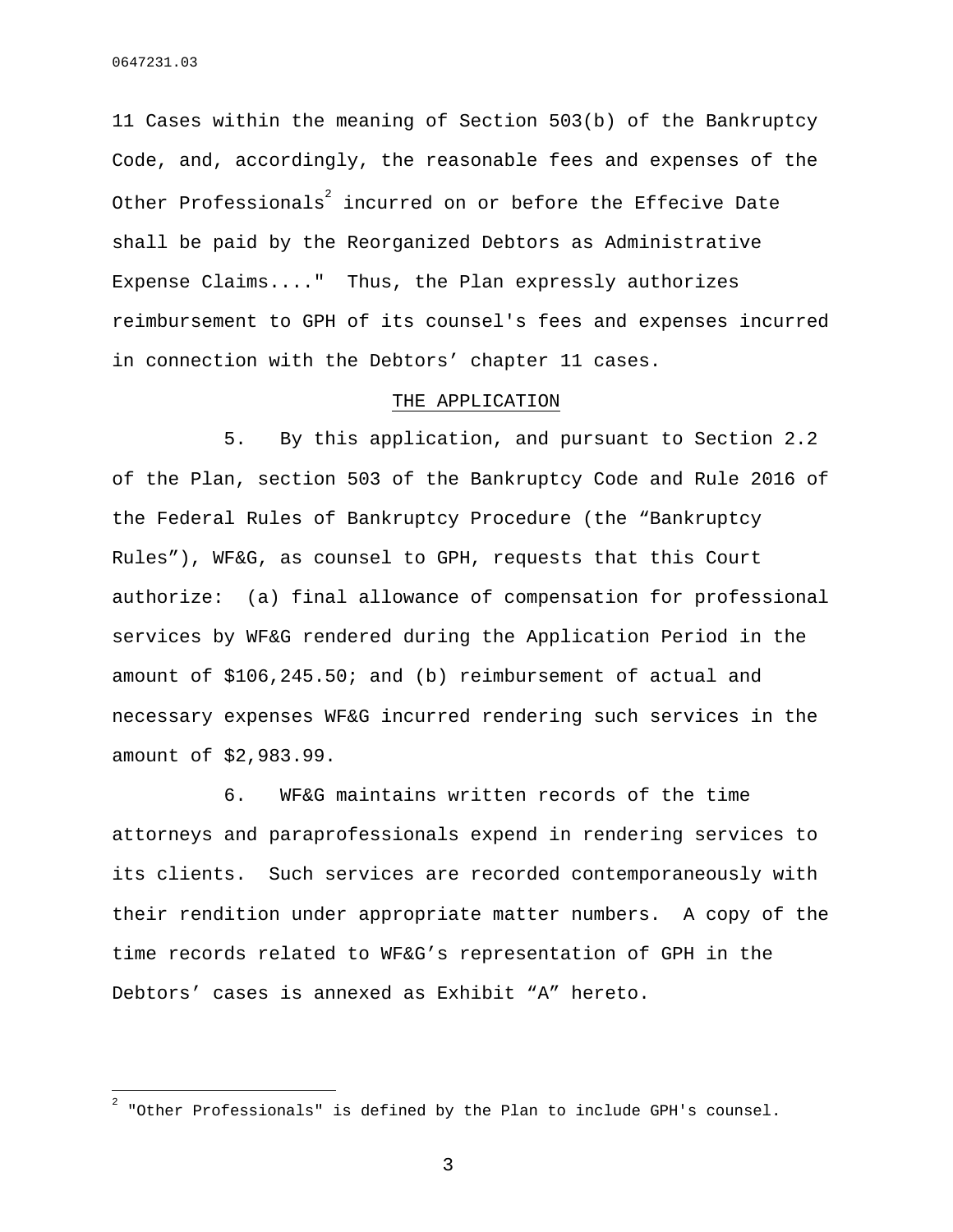11 Cases within the meaning of Section 503(b) of the Bankruptcy Code, and, accordingly, the reasonable fees and expenses of the Other Professionals[2] incurred on or before the Effecive Date shall be paid by the Reorganized Debtors as Administrative Expense Claims...."  Thus, the Plan expressly authorizes reimbursement to GPH of its counsel's fees and expenses incurred in connection with the Debtors' chapter 11 cases.

THE APPLICATION

5. By this application, and pursuant to Section 2.2 of the Plan, section 503 of the Bankruptcy Code and Rule 2016 of the Federal Rules of Bankruptcy Procedure (the "Bankruptcy Rules"), WF&G, as counsel to GPH, requests that this Court authorize: (a) final allowance of compensation for professional services by WF&G rendered during the Application Period in the amount of $106,245.50; and (b) reimbursement of actual and necessary expenses WF&G incurred rendering such services in the amount of $2,983.99.

6. WF&G maintains written records of the time attorneys and paraprofessionals expend in rendering services to its clients. Such services are recorded contemporaneously with their rendition under appropriate matter numbers. A copy of the time records related to WF&G's representation of GPH in the Debtors' cases is annexed as Exhibit "A" hereto.

[2] "Other Professionals" is defined by the Plan to include GPH's counsel.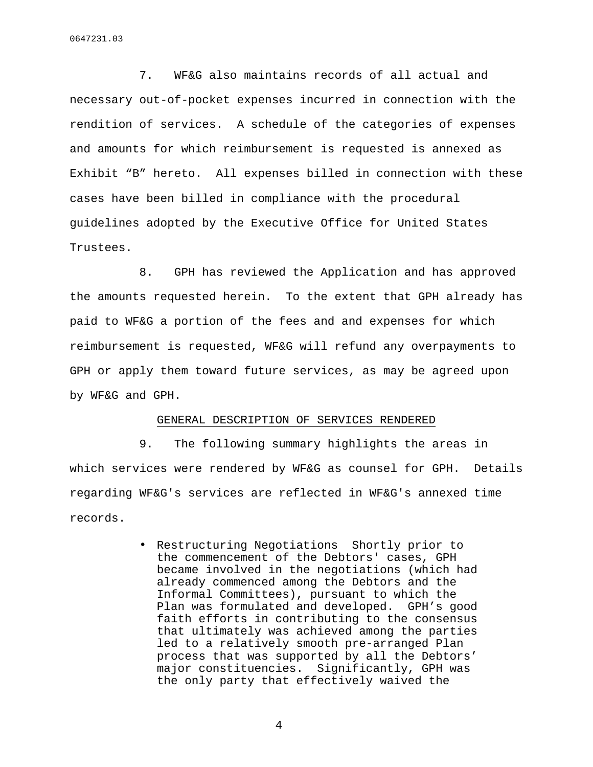7. WF&G also maintains records of all actual and necessary out-of-pocket expenses incurred in connection with the rendition of services. A schedule of the categories of expenses and amounts for which reimbursement is requested is annexed as Exhibit "B" hereto. All expenses billed in connection with these cases have been billed in compliance with the procedural guidelines adopted by the Executive Office for United States Trustees.

8. GPH has reviewed the Application and has approved the amounts requested herein. To the extent that GPH already has paid to WF&G a portion of the fees and and expenses for which reimbursement is requested, WF&G will refund any overpayments to GPH or apply them toward future services, as may be agreed upon by WF&G and GPH.

## GENERAL DESCRIPTION OF SERVICES RENDERED

9. The following summary highlights the areas in which services were rendered by WF&G as counsel for GPH. Details regarding WF&G's services are reflected in WF&G's annexed time records.

- Restructuring Negotiations Shortly prior to the commencement of the Debtors' cases, GPH became involved in the negotiations (which had already commenced among the Debtors and the Informal Committees), pursuant to which the Plan was formulated and developed. GPH's good faith efforts in contributing to the consensus that ultimately was achieved among the parties led to a relatively smooth pre-arranged Plan process that was supported by all the Debtors' major constituencies. Significantly, GPH was the only party that effectively waived the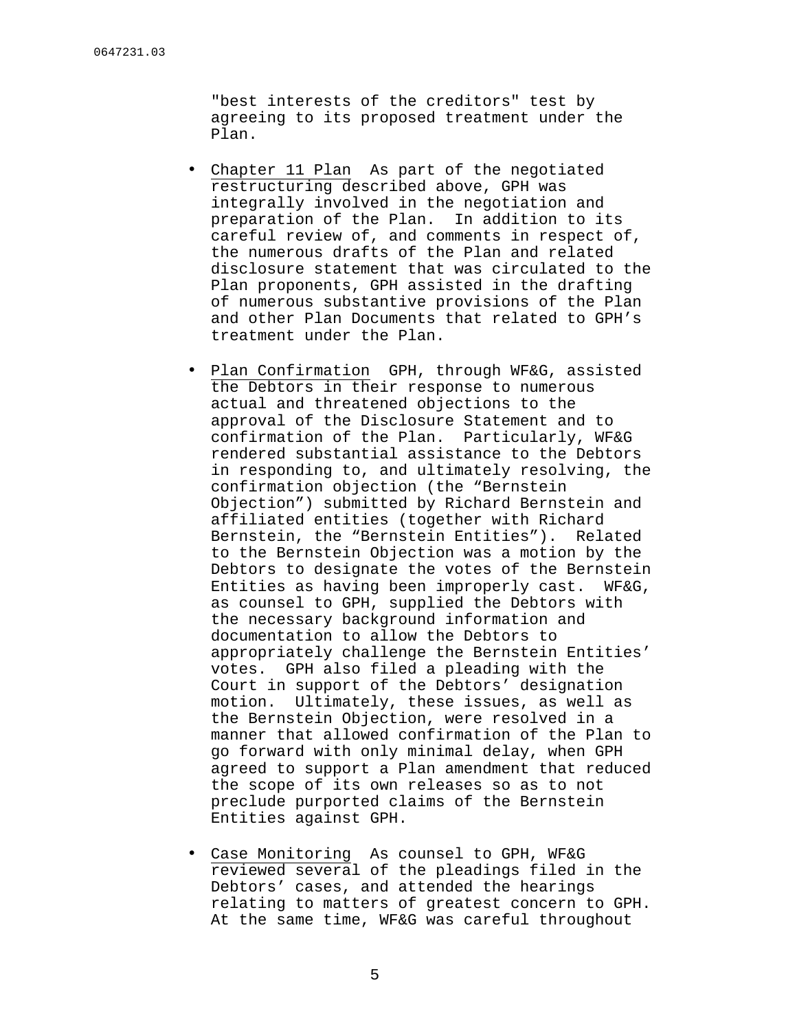"best interests of the creditors" test by agreeing to its proposed treatment under the Plan.

- Chapter 11 Plan  As part of the negotiated restructuring described above, GPH was integrally involved in the negotiation and preparation of the Plan.  In addition to its careful review of, and comments in respect of, the numerous drafts of the Plan and related disclosure statement that was circulated to the Plan proponents, GPH assisted in the drafting of numerous substantive provisions of the Plan and other Plan Documents that related to GPH's treatment under the Plan.

- Plan Confirmation  GPH, through WF&G, assisted the Debtors in their response to numerous actual and threatened objections to the approval of the Disclosure Statement and to confirmation of the Plan.  Particularly, WF&G rendered substantial assistance to the Debtors in responding to, and ultimately resolving, the confirmation objection (the "Bernstein Objection") submitted by Richard Bernstein and affiliated entities (together with Richard Bernstein, the "Bernstein Entities").  Related to the Bernstein Objection was a motion by the Debtors to designate the votes of the Bernstein Entities as having been improperly cast.  WF&G, as counsel to GPH, supplied the Debtors with the necessary background information and documentation to allow the Debtors to appropriately challenge the Bernstein Entities' votes.  GPH also filed a pleading with the Court in support of the Debtors' designation motion.  Ultimately, these issues, as well as the Bernstein Objection, were resolved in a manner that allowed confirmation of the Plan to go forward with only minimal delay, when GPH agreed to support a Plan amendment that reduced the scope of its own releases so as to not preclude purported claims of the Bernstein Entities against GPH.

- Case Monitoring  As counsel to GPH, WF&G reviewed several of the pleadings filed in the Debtors' cases, and attended the hearings relating to matters of greatest concern to GPH. At the same time, WF&G was careful throughout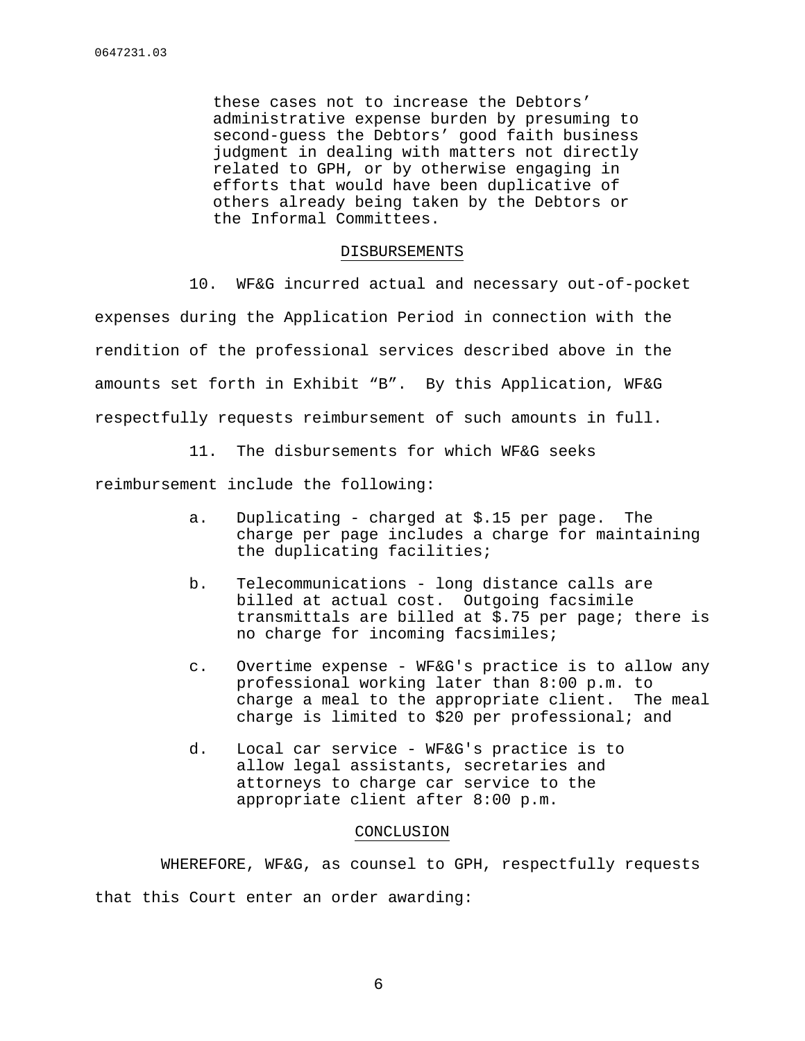these cases not to increase the Debtors' administrative expense burden by presuming to second-guess the Debtors' good faith business judgment in dealing with matters not directly related to GPH, or by otherwise engaging in efforts that would have been duplicative of others already being taken by the Debtors or the Informal Committees.

## DISBURSEMENTS

10. WF&G incurred actual and necessary out-of-pocket expenses during the Application Period in connection with the rendition of the professional services described above in the amounts set forth in Exhibit "B". By this Application, WF&G respectfully requests reimbursement of such amounts in full.

11. The disbursements for which WF&G seeks reimbursement include the following:

a. Duplicating - charged at $.15 per page. The charge per page includes a charge for maintaining the duplicating facilities;

b. Telecommunications - long distance calls are billed at actual cost. Outgoing facsimile transmittals are billed at $.75 per page; there is no charge for incoming facsimiles;

c. Overtime expense - WF&G's practice is to allow any professional working later than 8:00 p.m. to charge a meal to the appropriate client. The meal charge is limited to $20 per professional; and

d. Local car service - WF&G's practice is to allow legal assistants, secretaries and attorneys to charge car service to the appropriate client after 8:00 p.m.

## CONCLUSION

WHEREFORE, WF&G, as counsel to GPH, respectfully requests that this Court enter an order awarding: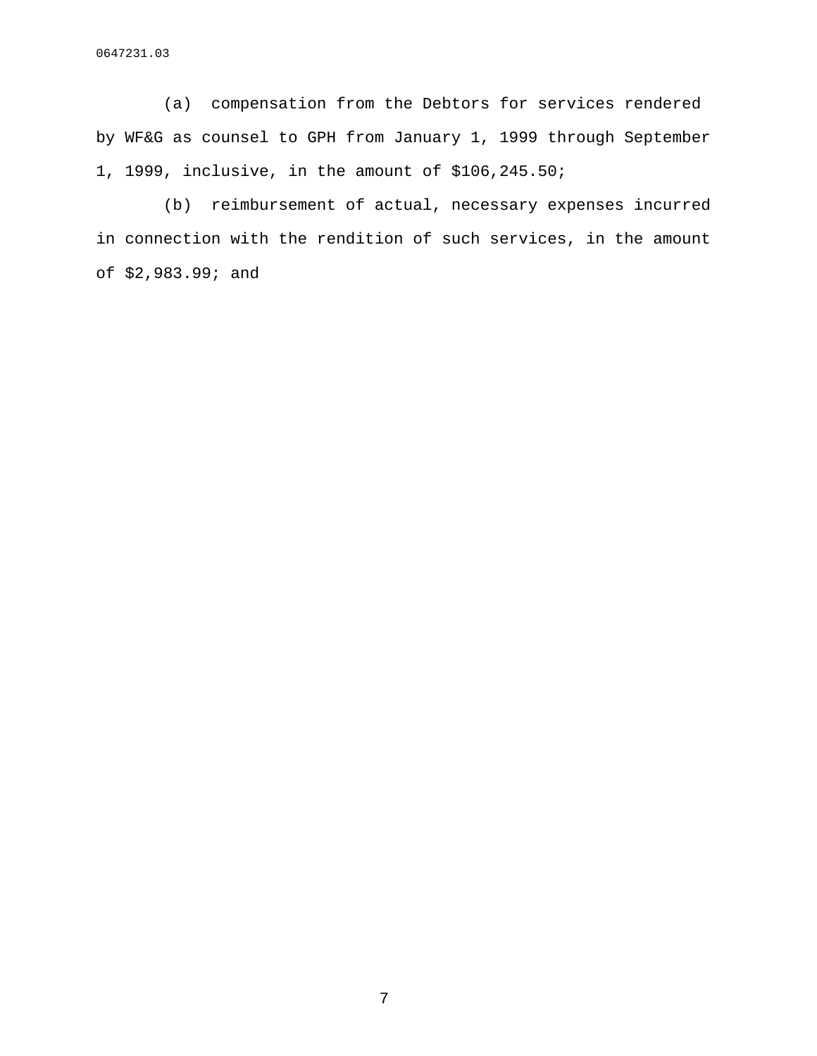(a) compensation from the Debtors for services rendered by WF&G as counsel to GPH from January 1, 1999 through September 1, 1999, inclusive, in the amount of $106,245.50;

(b) reimbursement of actual, necessary expenses incurred in connection with the rendition of such services, in the amount of $2,983.99; and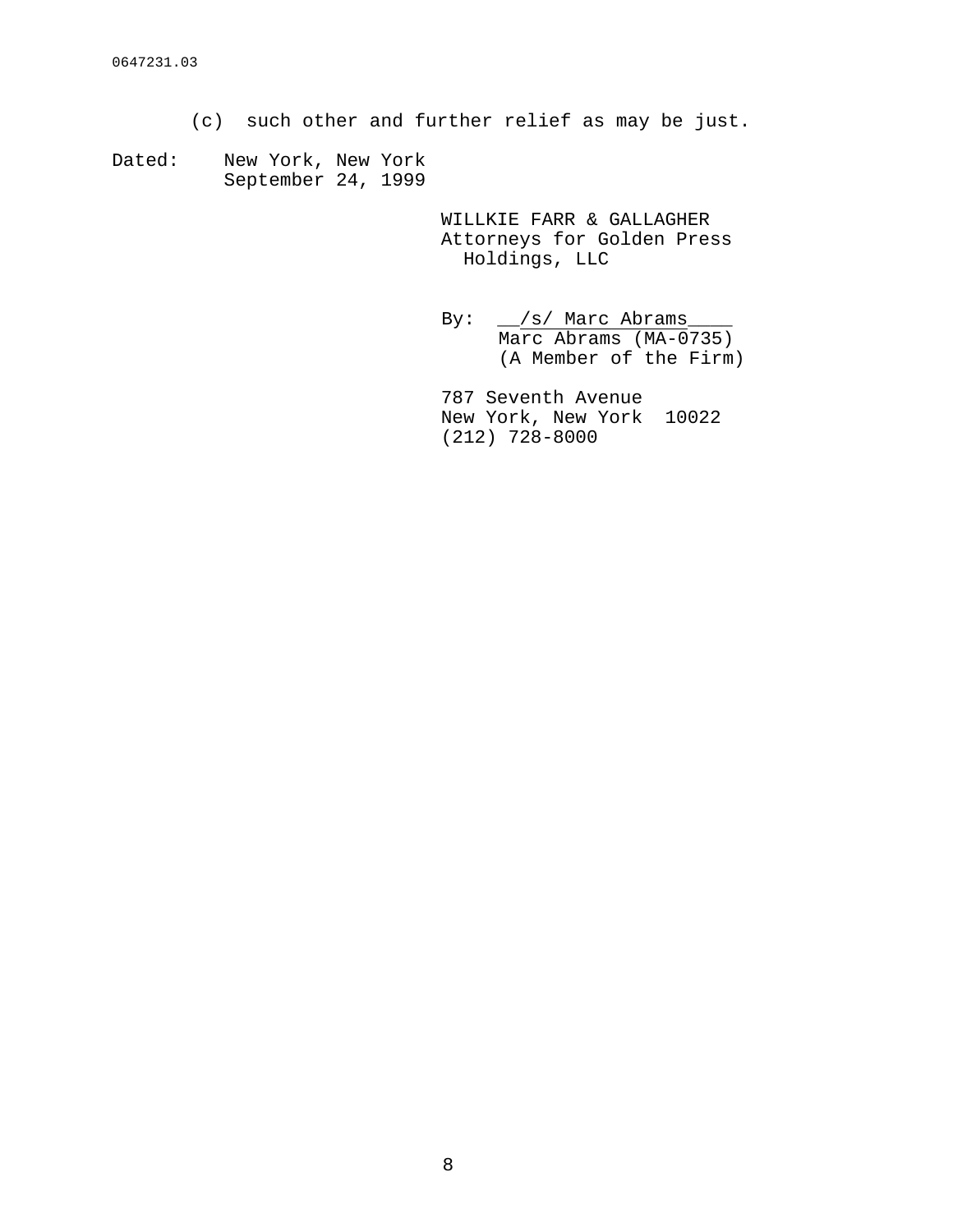(c) such other and further relief as may be just.

Dated: New York, New York
September 24, 1999

WILLKIE FARR & GALLAGHER
Attorneys for Golden Press Holdings, LLC

By: __/s/ Marc Abrams____
Marc Abrams (MA-0735)
(A Member of the Firm)

787 Seventh Avenue
New York, New York 10022
(212) 728-8000